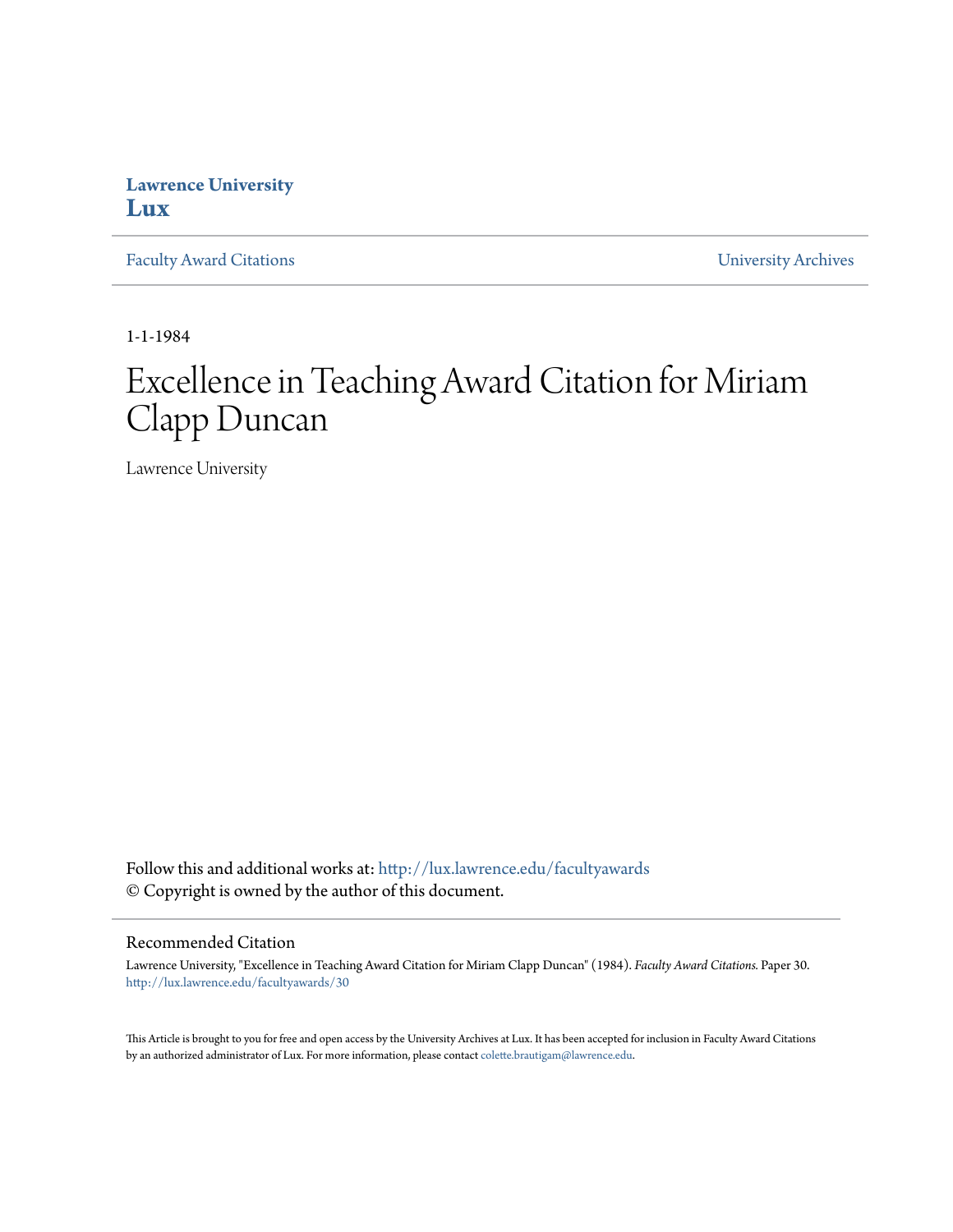**Lawrence University**
**Lux**

Faculty Award Citations | University Archives

1-1-1984

# Excellence in Teaching Award Citation for Miriam Clapp Duncan

Lawrence University

Follow this and additional works at: http://lux.lawrence.edu/facultyawards
© Copyright is owned by the author of this document.

## Recommended Citation

Lawrence University, "Excellence in Teaching Award Citation for Miriam Clapp Duncan" (1984). *Faculty Award Citations.* Paper 30.
http://lux.lawrence.edu/facultyawards/30

This Article is brought to you for free and open access by the University Archives at Lux. It has been accepted for inclusion in Faculty Award Citations by an authorized administrator of Lux. For more information, please contact colette.brautigam@lawrence.edu.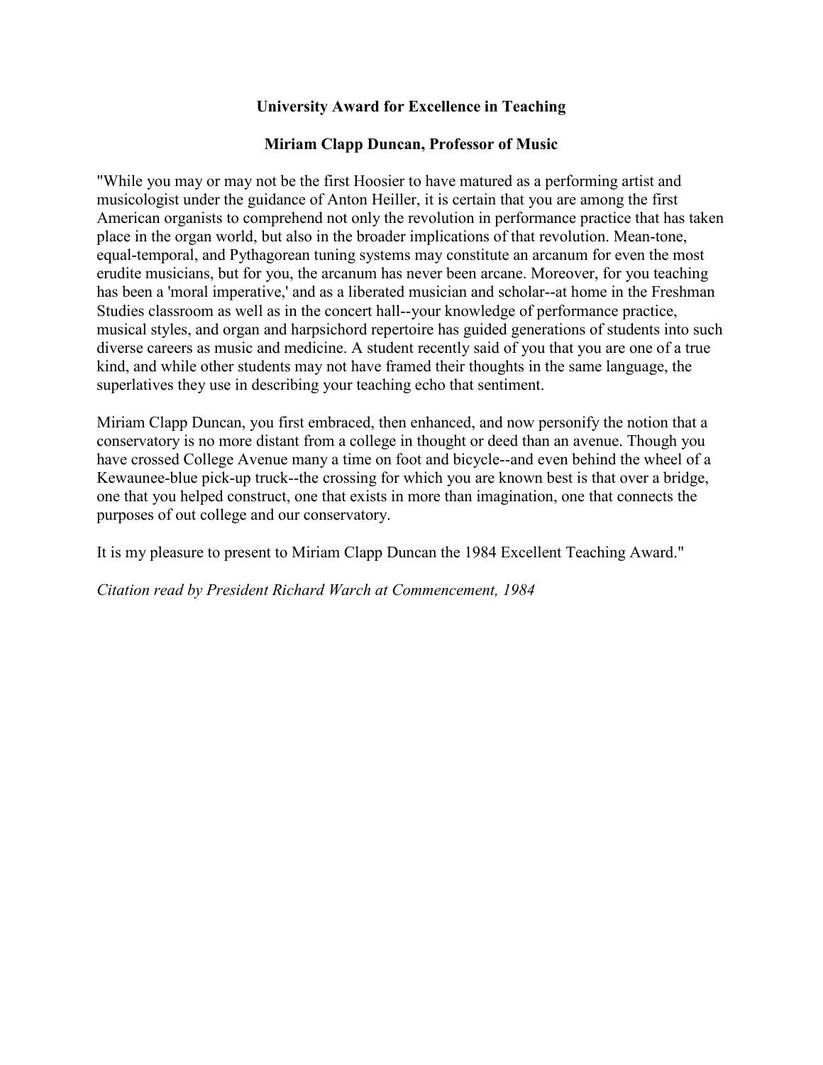**University Award for Excellence in Teaching**

**Miriam Clapp Duncan, Professor of Music**

"While you may or may not be the first Hoosier to have matured as a performing artist and musicologist under the guidance of Anton Heiller, it is certain that you are among the first American organists to comprehend not only the revolution in performance practice that has taken place in the organ world, but also in the broader implications of that revolution. Mean-tone, equal-temporal, and Pythagorean tuning systems may constitute an arcanum for even the most erudite musicians, but for you, the arcanum has never been arcane. Moreover, for you teaching has been a 'moral imperative,' and as a liberated musician and scholar--at home in the Freshman Studies classroom as well as in the concert hall--your knowledge of performance practice, musical styles, and organ and harpsichord repertoire has guided generations of students into such diverse careers as music and medicine. A student recently said of you that you are one of a true kind, and while other students may not have framed their thoughts in the same language, the superlatives they use in describing your teaching echo that sentiment.

Miriam Clapp Duncan, you first embraced, then enhanced, and now personify the notion that a conservatory is no more distant from a college in thought or deed than an avenue. Though you have crossed College Avenue many a time on foot and bicycle--and even behind the wheel of a Kewaunee-blue pick-up truck--the crossing for which you are known best is that over a bridge, one that you helped construct, one that exists in more than imagination, one that connects the purposes of out college and our conservatory.

It is my pleasure to present to Miriam Clapp Duncan the 1984 Excellent Teaching Award."

*Citation read by President Richard Warch at Commencement, 1984*